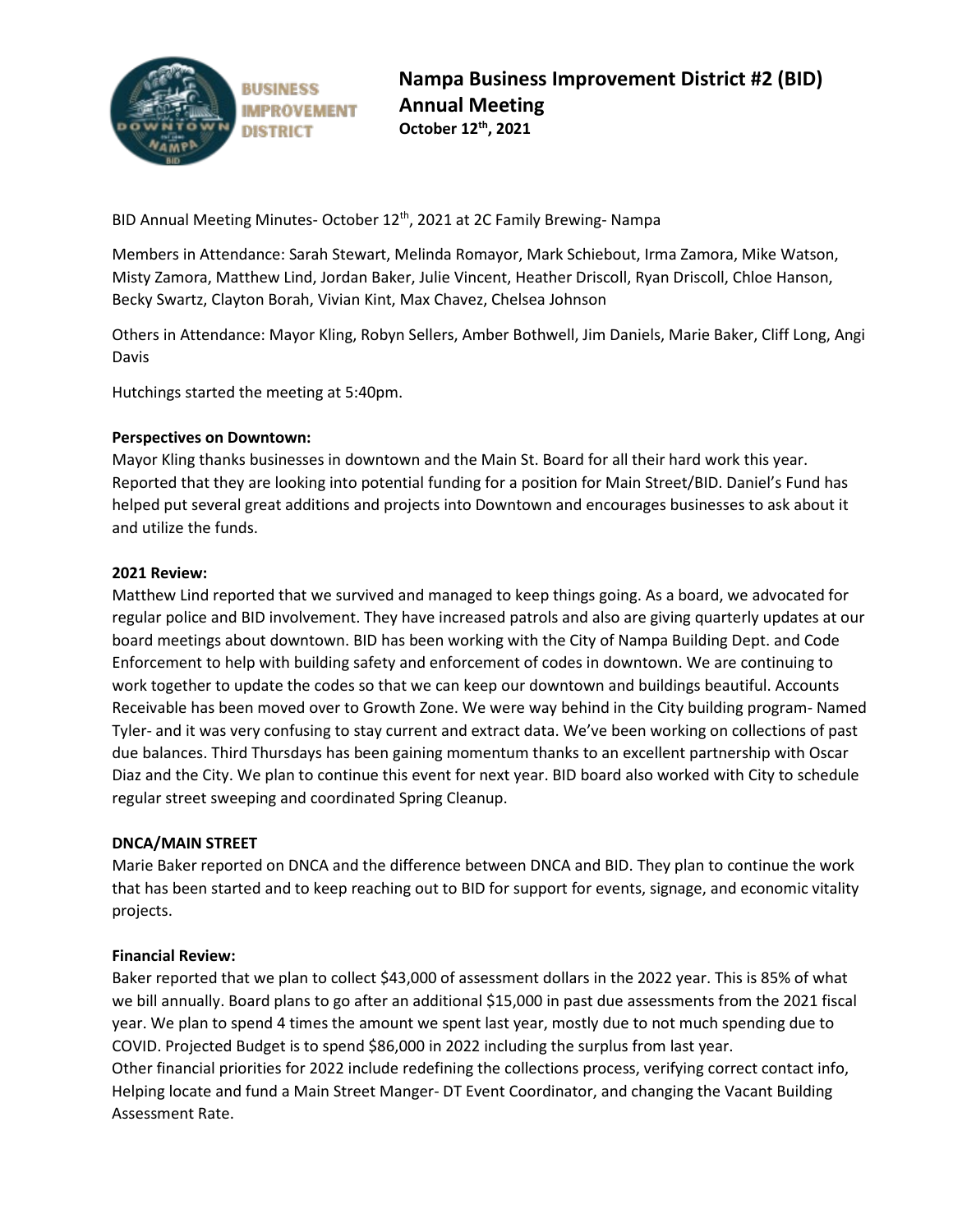# Nampa Business Improvement District #2 (BID) Annual Meeting

**October 12th, 2021**

BID Annual Meeting Minutes- October 12th, 2021 at 2C Family Brewing- Nampa

Members in Attendance: Sarah Stewart, Melinda Romayor, Mark Schiebout, Irma Zamora, Mike Watson, Misty Zamora, Matthew Lind, Jordan Baker, Julie Vincent, Heather Driscoll, Ryan Driscoll, Chloe Hanson, Becky Swartz, Clayton Borah, Vivian Kint, Max Chavez, Chelsea Johnson

Others in Attendance: Mayor Kling, Robyn Sellers, Amber Bothwell, Jim Daniels, Marie Baker, Cliff Long, Angi Davis

Hutchings started the meeting at 5:40pm.

**Perspectives on Downtown:**

Mayor Kling thanks businesses in downtown and the Main St. Board for all their hard work this year. Reported that they are looking into potential funding for a position for Main Street/BID. Daniel's Fund has helped put several great additions and projects into Downtown and encourages businesses to ask about it and utilize the funds.

**2021 Review:**

Matthew Lind reported that we survived and managed to keep things going. As a board, we advocated for regular police and BID involvement. They have increased patrols and also are giving quarterly updates at our board meetings about downtown. BID has been working with the City of Nampa Building Dept. and Code Enforcement to help with building safety and enforcement of codes in downtown. We are continuing to work together to update the codes so that we can keep our downtown and buildings beautiful. Accounts Receivable has been moved over to Growth Zone. We were way behind in the City building program- Named Tyler- and it was very confusing to stay current and extract data. We've been working on collections of past due balances. Third Thursdays has been gaining momentum thanks to an excellent partnership with Oscar Diaz and the City. We plan to continue this event for next year. BID board also worked with City to schedule regular street sweeping and coordinated Spring Cleanup.

**DNCA/MAIN STREET**

Marie Baker reported on DNCA and the difference between DNCA and BID. They plan to continue the work that has been started and to keep reaching out to BID for support for events, signage, and economic vitality projects.

**Financial Review:**

Baker reported that we plan to collect $43,000 of assessment dollars in the 2022 year. This is 85% of what we bill annually. Board plans to go after an additional $15,000 in past due assessments from the 2021 fiscal year. We plan to spend 4 times the amount we spent last year, mostly due to not much spending due to COVID. Projected Budget is to spend $86,000 in 2022 including the surplus from last year.

Other financial priorities for 2022 include redefining the collections process, verifying correct contact info, Helping locate and fund a Main Street Manger- DT Event Coordinator, and changing the Vacant Building Assessment Rate.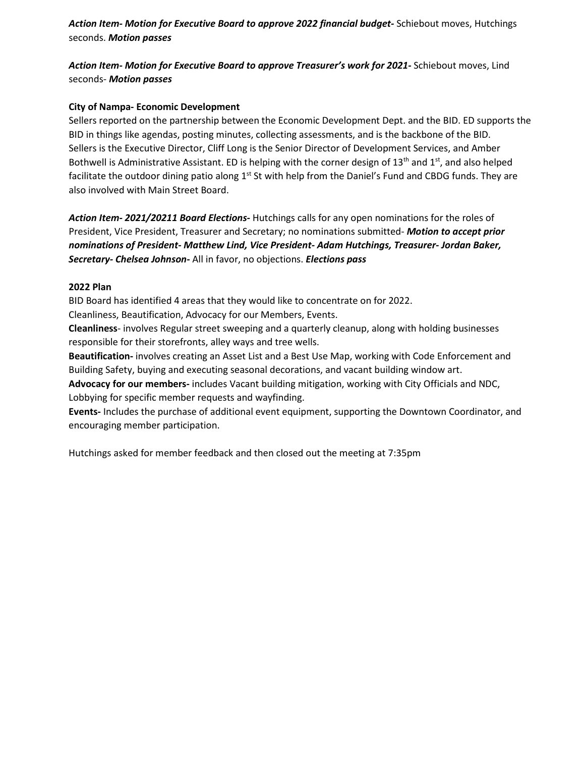***Action Item- Motion for Executive Board to approve 2022 financial budget-*** Schiebout moves, Hutchings seconds. ***Motion passes***

***Action Item- Motion for Executive Board to approve Treasurer's work for 2021-*** Schiebout moves, Lind seconds- ***Motion passes***

**City of Nampa- Economic Development**

Sellers reported on the partnership between the Economic Development Dept. and the BID. ED supports the BID in things like agendas, posting minutes, collecting assessments, and is the backbone of the BID. Sellers is the Executive Director, Cliff Long is the Senior Director of Development Services, and Amber Bothwell is Administrative Assistant. ED is helping with the corner design of 13th and 1st, and also helped facilitate the outdoor dining patio along 1st St with help from the Daniel's Fund and CBDG funds. They are also involved with Main Street Board.

***Action Item- 2021/20211 Board Elections-*** Hutchings calls for any open nominations for the roles of President, Vice President, Treasurer and Secretary; no nominations submitted- ***Motion to accept prior nominations of President- Matthew Lind, Vice President- Adam Hutchings, Treasurer- Jordan Baker, Secretary- Chelsea Johnson-*** All in favor, no objections. ***Elections pass***

**2022 Plan**

BID Board has identified 4 areas that they would like to concentrate on for 2022.

Cleanliness, Beautification, Advocacy for our Members, Events.

**Cleanliness**- involves Regular street sweeping and a quarterly cleanup, along with holding businesses responsible for their storefronts, alley ways and tree wells.

**Beautification-** involves creating an Asset List and a Best Use Map, working with Code Enforcement and Building Safety, buying and executing seasonal decorations, and vacant building window art.

**Advocacy for our members-** includes Vacant building mitigation, working with City Officials and NDC, Lobbying for specific member requests and wayfinding.

**Events-** Includes the purchase of additional event equipment, supporting the Downtown Coordinator, and encouraging member participation.

Hutchings asked for member feedback and then closed out the meeting at 7:35pm